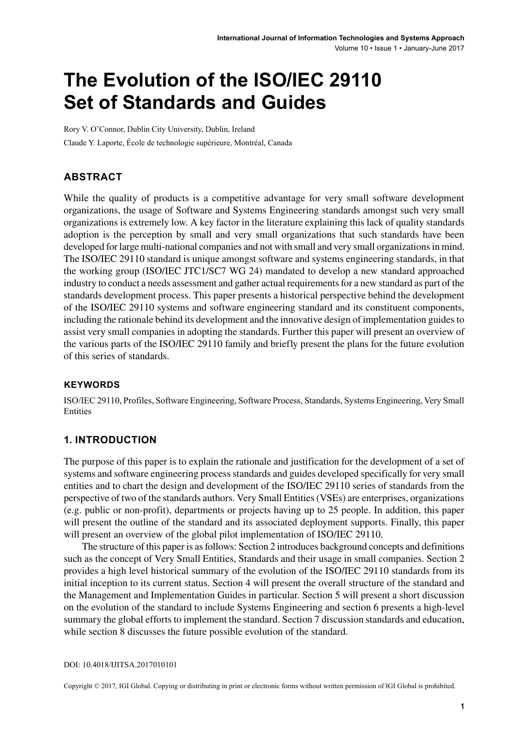# The Evolution of the ISO/IEC 29110 Set of Standards and Guides

Rory V. O'Connor, Dublin City University, Dublin, Ireland

Claude Y. Laporte, École de technologie supérieure, Montréal, Canada

## ABSTRACT

While the quality of products is a competitive advantage for very small software development organizations, the usage of Software and Systems Engineering standards amongst such very small organizations is extremely low. A key factor in the literature explaining this lack of quality standards adoption is the perception by small and very small organizations that such standards have been developed for large multi-national companies and not with small and very small organizations in mind. The ISO/IEC 29110 standard is unique amongst software and systems engineering standards, in that the working group (ISO/IEC JTC1/SC7 WG 24) mandated to develop a new standard approached industry to conduct a needs assessment and gather actual requirements for a new standard as part of the standards development process. This paper presents a historical perspective behind the development of the ISO/IEC 29110 systems and software engineering standard and its constituent components, including the rationale behind its development and the innovative design of implementation guides to assist very small companies in adopting the standards. Further this paper will present an overview of the various parts of the ISO/IEC 29110 family and briefly present the plans for the future evolution of this series of standards.

### KEYWORDS

ISO/IEC 29110, Profiles, Software Engineering, Software Process, Standards, Systems Engineering, Very Small Entities

## 1. INTRODUCTION

The purpose of this paper is to explain the rationale and justification for the development of a set of systems and software engineering process standards and guides developed specifically for very small entities and to chart the design and development of the ISO/IEC 29110 series of standards from the perspective of two of the standards authors. Very Small Entities (VSEs) are enterprises, organizations (e.g. public or non-profit), departments or projects having up to 25 people. In addition, this paper will present the outline of the standard and its associated deployment supports. Finally, this paper will present an overview of the global pilot implementation of ISO/IEC 29110.

The structure of this paper is as follows: Section 2 introduces background concepts and definitions such as the concept of Very Small Entities, Standards and their usage in small companies. Section 2 provides a high level historical summary of the evolution of the ISO/IEC 29110 standards from its initial inception to its current status. Section 4 will present the overall structure of the standard and the Management and Implementation Guides in particular. Section 5 will present a short discussion on the evolution of the standard to include Systems Engineering and section 6 presents a high-level summary the global efforts to implement the standard. Section 7 discussion standards and education, while section 8 discusses the future possible evolution of the standard.

DOI: 10.4018/IJITSA.2017010101

Copyright © 2017, IGI Global. Copying or distributing in print or electronic forms without written permission of IGI Global is prohibited.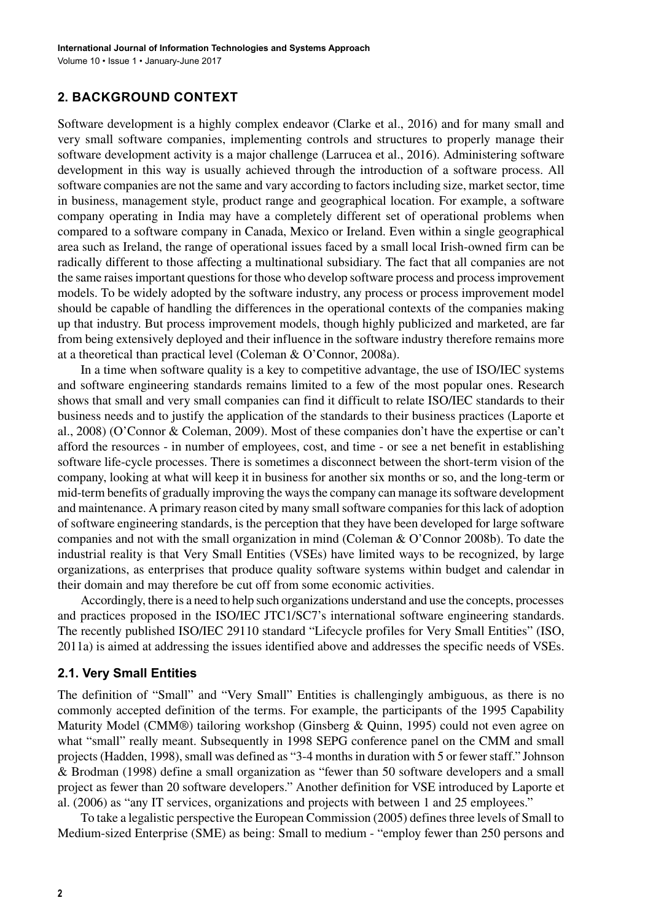## 2. BACKGROUND CONTEXT

Software development is a highly complex endeavor (Clarke et al., 2016) and for many small and very small software companies, implementing controls and structures to properly manage their software development activity is a major challenge (Larrucea et al., 2016). Administering software development in this way is usually achieved through the introduction of a software process. All software companies are not the same and vary according to factors including size, market sector, time in business, management style, product range and geographical location. For example, a software company operating in India may have a completely different set of operational problems when compared to a software company in Canada, Mexico or Ireland. Even within a single geographical area such as Ireland, the range of operational issues faced by a small local Irish-owned firm can be radically different to those affecting a multinational subsidiary. The fact that all companies are not the same raises important questions for those who develop software process and process improvement models. To be widely adopted by the software industry, any process or process improvement model should be capable of handling the differences in the operational contexts of the companies making up that industry. But process improvement models, though highly publicized and marketed, are far from being extensively deployed and their influence in the software industry therefore remains more at a theoretical than practical level (Coleman & O'Connor, 2008a).

In a time when software quality is a key to competitive advantage, the use of ISO/IEC systems and software engineering standards remains limited to a few of the most popular ones. Research shows that small and very small companies can find it difficult to relate ISO/IEC standards to their business needs and to justify the application of the standards to their business practices (Laporte et al., 2008) (O'Connor & Coleman, 2009). Most of these companies don't have the expertise or can't afford the resources - in number of employees, cost, and time - or see a net benefit in establishing software life-cycle processes. There is sometimes a disconnect between the short-term vision of the company, looking at what will keep it in business for another six months or so, and the long-term or mid-term benefits of gradually improving the ways the company can manage its software development and maintenance. A primary reason cited by many small software companies for this lack of adoption of software engineering standards, is the perception that they have been developed for large software companies and not with the small organization in mind (Coleman & O'Connor 2008b). To date the industrial reality is that Very Small Entities (VSEs) have limited ways to be recognized, by large organizations, as enterprises that produce quality software systems within budget and calendar in their domain and may therefore be cut off from some economic activities.

Accordingly, there is a need to help such organizations understand and use the concepts, processes and practices proposed in the ISO/IEC JTC1/SC7's international software engineering standards. The recently published ISO/IEC 29110 standard "Lifecycle profiles for Very Small Entities" (ISO, 2011a) is aimed at addressing the issues identified above and addresses the specific needs of VSEs.

### 2.1. Very Small Entities

The definition of "Small" and "Very Small" Entities is challengingly ambiguous, as there is no commonly accepted definition of the terms. For example, the participants of the 1995 Capability Maturity Model (CMM®) tailoring workshop (Ginsberg & Quinn, 1995) could not even agree on what "small" really meant. Subsequently in 1998 SEPG conference panel on the CMM and small projects (Hadden, 1998), small was defined as "3-4 months in duration with 5 or fewer staff." Johnson & Brodman (1998) define a small organization as "fewer than 50 software developers and a small project as fewer than 20 software developers." Another definition for VSE introduced by Laporte et al. (2006) as "any IT services, organizations and projects with between 1 and 25 employees."

To take a legalistic perspective the European Commission (2005) defines three levels of Small to Medium-sized Enterprise (SME) as being: Small to medium - "employ fewer than 250 persons and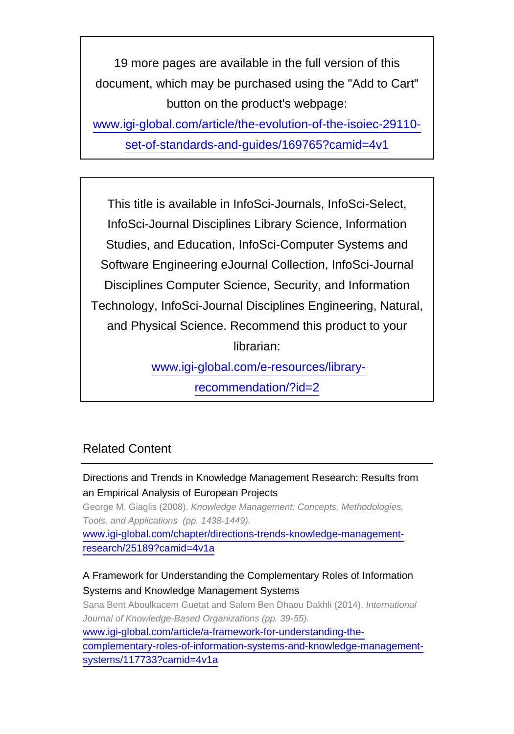19 more pages are available in the full version of this document, which may be purchased using the "Add to Cart" button on the product's webpage:
[www.igi-global.com/article/the-evolution-of-the-isoiec-29110-set-of-standards-and-guides/169765?camid=4v1](www.igi-global.com/article/the-evolution-of-the-isoiec-29110-set-of-standards-and-guides/169765?camid=4v1)

This title is available in InfoSci-Journals, InfoSci-Select, InfoSci-Journal Disciplines Library Science, Information Studies, and Education, InfoSci-Computer Systems and Software Engineering eJournal Collection, InfoSci-Journal Disciplines Computer Science, Security, and Information Technology, InfoSci-Journal Disciplines Engineering, Natural, and Physical Science. Recommend this product to your librarian:
[www.igi-global.com/e-resources/library-recommendation/?id=2](www.igi-global.com/e-resources/library-recommendation/?id=2)

## Related Content

Directions and Trends in Knowledge Management Research: Results from an Empirical Analysis of European Projects
George M. Giaglis (2008). *Knowledge Management: Concepts, Methodologies, Tools, and Applications (pp. 1438-1449).*
[www.igi-global.com/chapter/directions-trends-knowledge-management-research/25189?camid=4v1a](www.igi-global.com/chapter/directions-trends-knowledge-management-research/25189?camid=4v1a)

A Framework for Understanding the Complementary Roles of Information Systems and Knowledge Management Systems
Sana Bent Aboulkacem Guetat and Salem Ben Dhaou Dakhli (2014). *International Journal of Knowledge-Based Organizations (pp. 39-55).*
[www.igi-global.com/article/a-framework-for-understanding-the-complementary-roles-of-information-systems-and-knowledge-management-systems/117733?camid=4v1a](www.igi-global.com/article/a-framework-for-understanding-the-complementary-roles-of-information-systems-and-knowledge-management-systems/117733?camid=4v1a)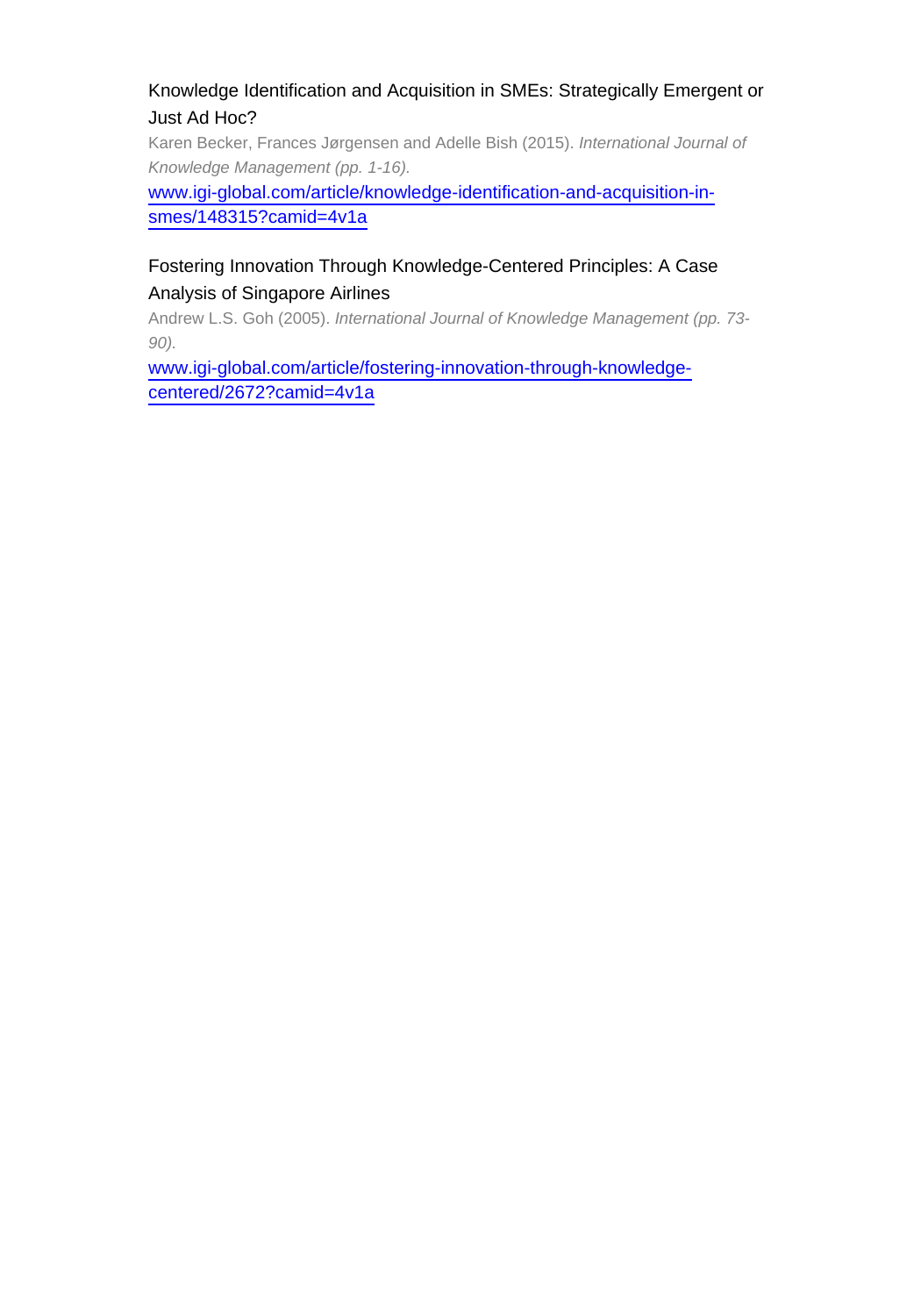Knowledge Identification and Acquisition in SMEs: Strategically Emergent or Just Ad Hoc?

Karen Becker, Frances Jørgensen and Adelle Bish (2015). *International Journal of Knowledge Management (pp. 1-16).*

www.igi-global.com/article/knowledge-identification-and-acquisition-in-smes/148315?camid=4v1a

Fostering Innovation Through Knowledge-Centered Principles: A Case Analysis of Singapore Airlines

Andrew L.S. Goh (2005). *International Journal of Knowledge Management (pp. 73-90).*

www.igi-global.com/article/fostering-innovation-through-knowledge-centered/2672?camid=4v1a